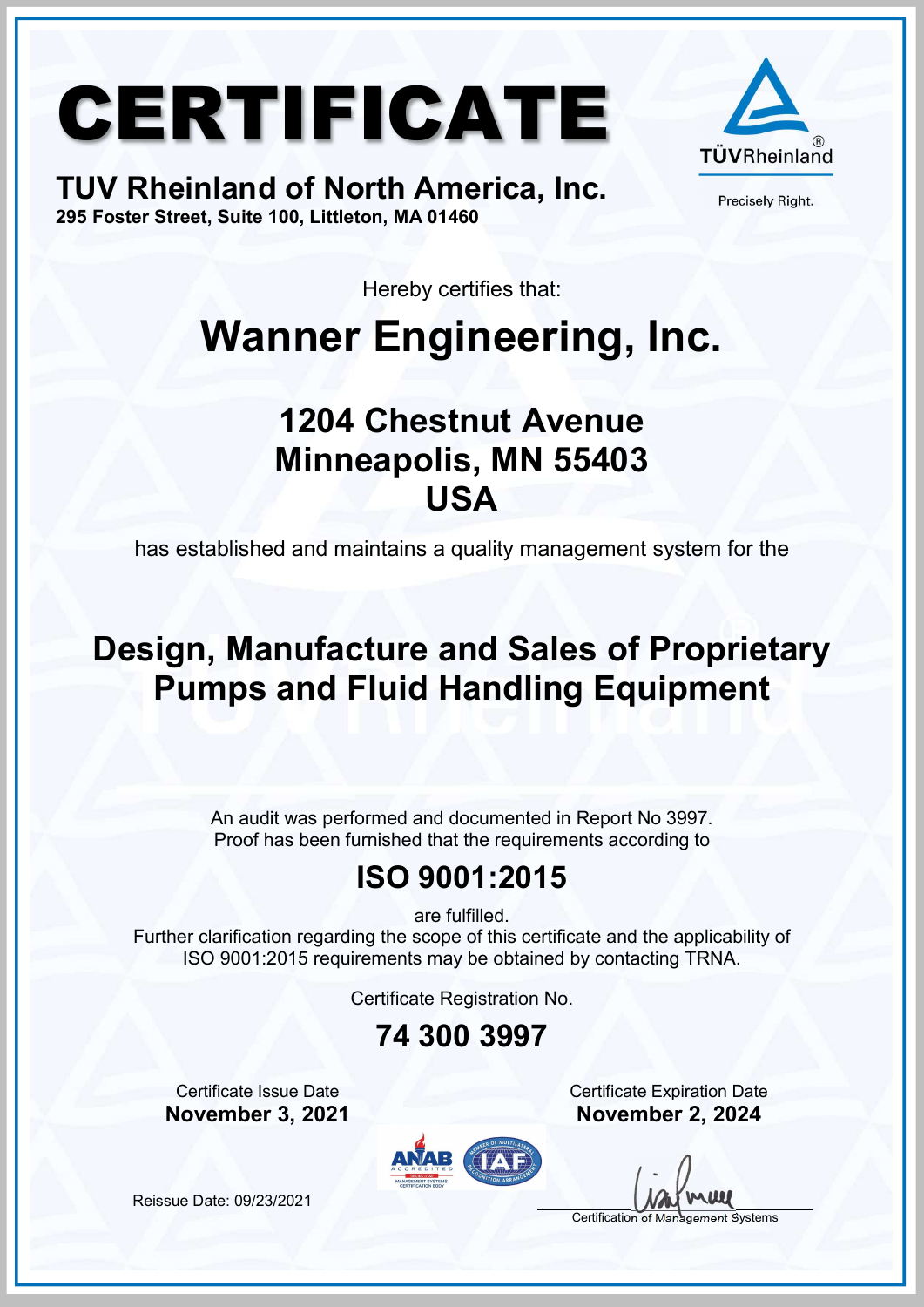# CERTIFICATE

## TUV Rheinland of North America, Inc.

**295 Foster Street, Suite 100, Littleton, MA 01460**

TÜVRheinland®

Precisely Right.

Hereby certifies that:

# Wanner Engineering, Inc.

## 1204 Chestnut Avenue
## Minneapolis, MN 55403
## USA

has established and maintains a quality management system for the

## Design, Manufacture and Sales of Proprietary Pumps and Fluid Handling Equipment

An audit was performed and documented in Report No 3997.
Proof has been furnished that the requirements according to

## ISO 9001:2015

are fulfilled.
Further clarification regarding the scope of this certificate and the applicability of ISO 9001:2015 requirements may be obtained by contacting TRNA.

Certificate Registration No.

## 74 300 3997

| Certificate Issue Date | Certificate Expiration Date |
| --- | --- |
| **November 3, 2021** | **November 2, 2024** |

ANAB ACCREDITED MANAGEMENT SYSTEMS CERTIFICATION BODY

IAF MEMBER OF MULTILATERAL RECOGNITION ARRANGEMENT

Reissue Date: 09/23/2021

Certification of Management Systems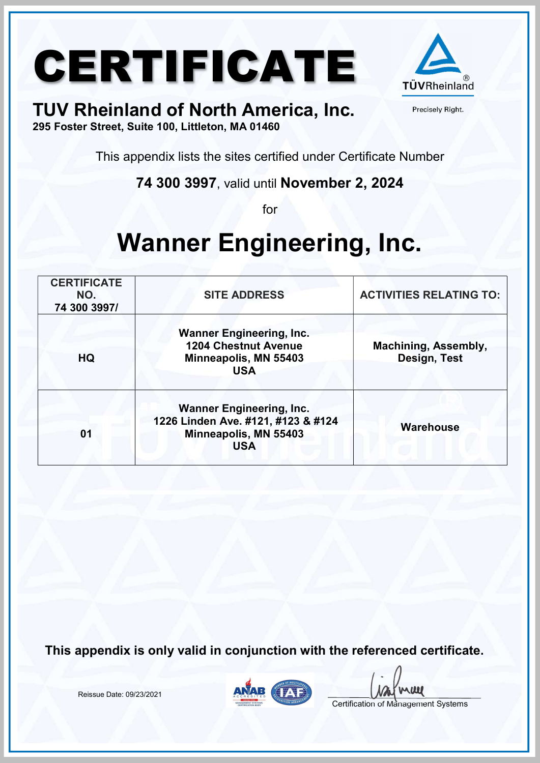# CERTIFICATE

TÜVRheinland®

Precisely Right.

## TUV Rheinland of North America, Inc.

**295 Foster Street, Suite 100, Littleton, MA 01460**

This appendix lists the sites certified under Certificate Number

**74 300 3997**, valid until **November 2, 2024**

for

# Wanner Engineering, Inc.

| CERTIFICATE NO. 74 300 3997/ | SITE ADDRESS | ACTIVITIES RELATING TO: |
|---|---|---|
| **HQ** | **Wanner Engineering, Inc.<br>1204 Chestnut Avenue<br>Minneapolis, MN 55403<br>USA** | **Machining, Assembly, Design, Test** |
| **01** | **Wanner Engineering, Inc.<br>1226 Linden Ave. #121, #123 & #124<br>Minneapolis, MN 55403<br>USA** | **Warehouse** |

**This appendix is only valid in conjunction with the referenced certificate.**

Reissue Date: 09/23/2021

Certification of Management Systems